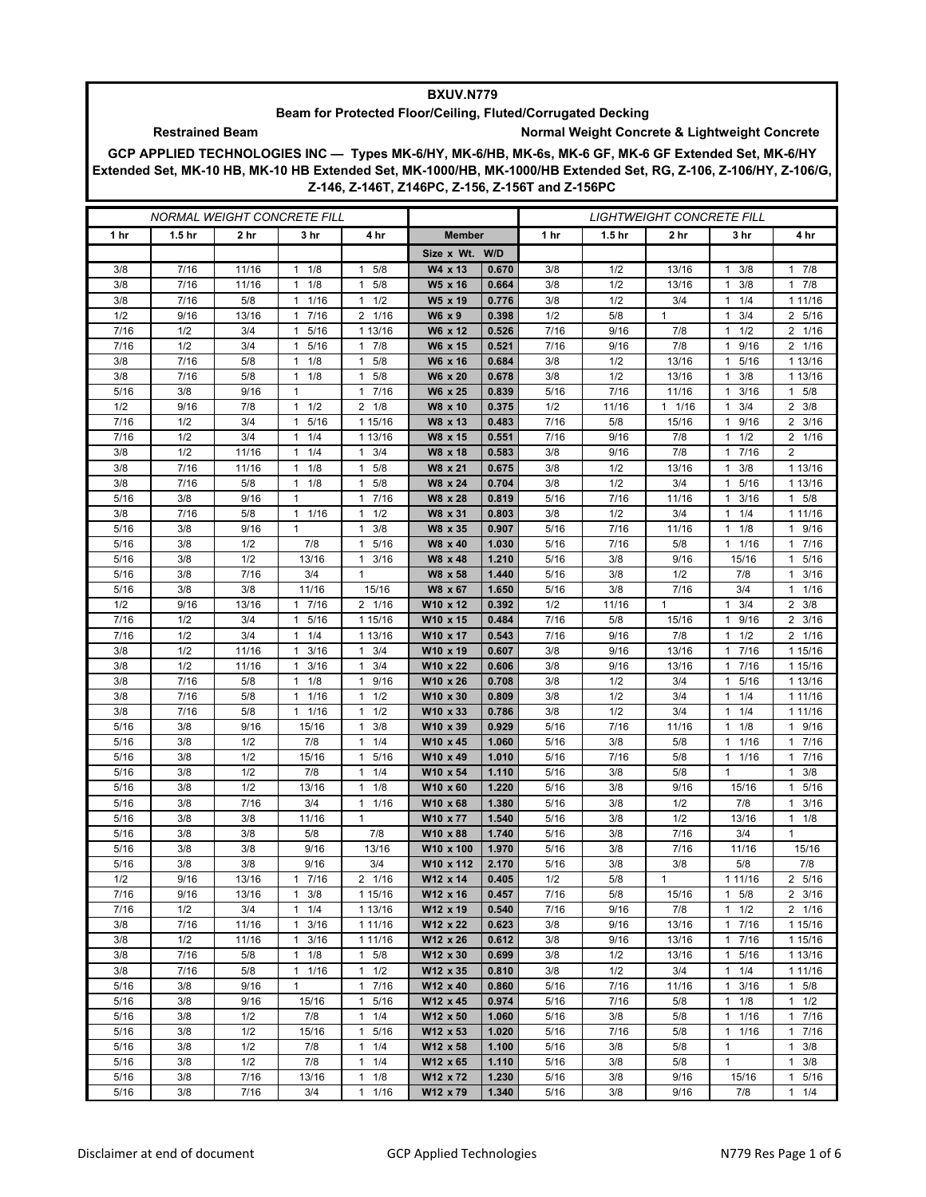# BXUV.N779

## Beam for Protected Floor/Ceiling, Fluted/Corrugated Decking

**Restrained Beam** — **Normal Weight Concrete & Lightweight Concrete**

**GCP APPLIED TECHNOLOGIES INC — Types MK-6/HY, MK-6/HB, MK-6s, MK-6 GF, MK-6 GF Extended Set, MK-6/HY Extended Set, MK-10 HB, MK-10 HB Extended Set, MK-1000/HB, MK-1000/HB Extended Set, RG, Z-106, Z-106/HY, Z-106/G, Z-146, Z-146T, Z146PC, Z-156, Z-156T and Z-156PC**

| NORMAL WEIGHT CONCRETE FILL | | | | | Member | | LIGHTWEIGHT CONCRETE FILL | | | | |
|---|---|---|---|---|---|---|---|---|---|---|---|
| 1 hr | 1.5 hr | 2 hr | 3 hr | 4 hr | Member | | 1 hr | 1.5 hr | 2 hr | 3 hr | 4 hr |
| | | | | | Size x Wt. | W/D | | | | | |
| 3/8 | 7/16 | 11/16 | 1 1/8 | 1 5/8 | W4 x 13 | 0.670 | 3/8 | 1/2 | 13/16 | 1 3/8 | 1 7/8 |
| 3/8 | 7/16 | 11/16 | 1 1/8 | 1 5/8 | W5 x 16 | 0.664 | 3/8 | 1/2 | 13/16 | 1 3/8 | 1 7/8 |
| 3/8 | 7/16 | 5/8 | 1 1/16 | 1 1/2 | W5 x 19 | 0.776 | 3/8 | 1/2 | 3/4 | 1 1/4 | 1 11/16 |
| 1/2 | 9/16 | 13/16 | 1 7/16 | 2 1/16 | W6 x 9 | 0.398 | 1/2 | 5/8 | 1 | 1 3/4 | 2 5/16 |
| 7/16 | 1/2 | 3/4 | 1 5/16 | 1 13/16 | W6 x 12 | 0.526 | 7/16 | 9/16 | 7/8 | 1 1/2 | 2 1/16 |
| 7/16 | 1/2 | 3/4 | 1 5/16 | 1 7/8 | W6 x 15 | 0.521 | 7/16 | 9/16 | 7/8 | 1 9/16 | 2 1/16 |
| 3/8 | 7/16 | 5/8 | 1 1/8 | 1 5/8 | W6 x 16 | 0.684 | 3/8 | 1/2 | 13/16 | 1 5/16 | 1 13/16 |
| 3/8 | 7/16 | 5/8 | 1 1/8 | 1 5/8 | W6 x 20 | 0.678 | 3/8 | 1/2 | 13/16 | 1 3/8 | 1 13/16 |
| 5/16 | 3/8 | 9/16 | 1 | 1 7/16 | W6 x 25 | 0.839 | 5/16 | 7/16 | 11/16 | 1 3/16 | 1 5/8 |
| 1/2 | 9/16 | 7/8 | 1 1/2 | 2 1/8 | W8 x 10 | 0.375 | 1/2 | 11/16 | 1 1/16 | 1 3/4 | 2 3/8 |
| 7/16 | 1/2 | 3/4 | 1 5/16 | 1 15/16 | W8 x 13 | 0.483 | 7/16 | 5/8 | 15/16 | 1 9/16 | 2 3/16 |
| 7/16 | 1/2 | 3/4 | 1 1/4 | 1 13/16 | W8 x 15 | 0.551 | 7/16 | 9/16 | 7/8 | 1 1/2 | 2 1/16 |
| 3/8 | 1/2 | 11/16 | 1 1/4 | 1 3/4 | W8 x 18 | 0.583 | 3/8 | 9/16 | 7/8 | 1 7/16 | 2 |
| 3/8 | 7/16 | 11/16 | 1 1/8 | 1 5/8 | W8 x 21 | 0.675 | 3/8 | 1/2 | 13/16 | 1 3/8 | 1 13/16 |
| 3/8 | 7/16 | 5/8 | 1 1/8 | 1 5/8 | W8 x 24 | 0.704 | 3/8 | 1/2 | 3/4 | 1 5/16 | 1 13/16 |
| 5/16 | 3/8 | 9/16 | 1 | 1 7/16 | W8 x 28 | 0.819 | 5/16 | 7/16 | 11/16 | 1 3/16 | 1 5/8 |
| 3/8 | 7/16 | 5/8 | 1 1/16 | 1 1/2 | W8 x 31 | 0.803 | 3/8 | 1/2 | 3/4 | 1 1/4 | 1 11/16 |
| 5/16 | 3/8 | 9/16 | 1 | 1 3/8 | W8 x 35 | 0.907 | 5/16 | 7/16 | 11/16 | 1 1/8 | 1 9/16 |
| 5/16 | 3/8 | 1/2 | 7/8 | 1 5/16 | W8 x 40 | 1.030 | 5/16 | 7/16 | 5/8 | 1 1/16 | 1 7/16 |
| 5/16 | 3/8 | 1/2 | 13/16 | 1 3/16 | W8 x 48 | 1.210 | 5/16 | 3/8 | 9/16 | 15/16 | 1 5/16 |
| 5/16 | 3/8 | 7/16 | 3/4 | 1 | W8 x 58 | 1.440 | 5/16 | 3/8 | 1/2 | 7/8 | 1 3/16 |
| 5/16 | 3/8 | 3/8 | 11/16 | 15/16 | W8 x 67 | 1.650 | 5/16 | 3/8 | 7/16 | 3/4 | 1 1/16 |
| 1/2 | 9/16 | 13/16 | 1 7/16 | 2 1/16 | W10 x 12 | 0.392 | 1/2 | 11/16 | 1 | 1 3/4 | 2 3/8 |
| 7/16 | 1/2 | 3/4 | 1 5/16 | 1 15/16 | W10 x 15 | 0.484 | 7/16 | 5/8 | 15/16 | 1 9/16 | 2 3/16 |
| 7/16 | 1/2 | 3/4 | 1 1/4 | 1 13/16 | W10 x 17 | 0.543 | 7/16 | 9/16 | 7/8 | 1 1/2 | 2 1/16 |
| 3/8 | 1/2 | 11/16 | 1 3/16 | 1 3/4 | W10 x 19 | 0.607 | 3/8 | 9/16 | 13/16 | 1 7/16 | 1 15/16 |
| 3/8 | 1/2 | 11/16 | 1 3/16 | 1 3/4 | W10 x 22 | 0.606 | 3/8 | 9/16 | 13/16 | 1 7/16 | 1 15/16 |
| 3/8 | 7/16 | 5/8 | 1 1/8 | 1 9/16 | W10 x 26 | 0.708 | 3/8 | 1/2 | 3/4 | 1 5/16 | 1 13/16 |
| 3/8 | 7/16 | 5/8 | 1 1/16 | 1 1/2 | W10 x 30 | 0.809 | 3/8 | 1/2 | 3/4 | 1 1/4 | 1 11/16 |
| 3/8 | 7/16 | 5/8 | 1 1/16 | 1 1/2 | W10 x 33 | 0.786 | 3/8 | 1/2 | 3/4 | 1 1/4 | 1 11/16 |
| 5/16 | 3/8 | 9/16 | 15/16 | 1 3/8 | W10 x 39 | 0.929 | 5/16 | 7/16 | 11/16 | 1 1/8 | 1 9/16 |
| 5/16 | 3/8 | 1/2 | 7/8 | 1 1/4 | W10 x 45 | 1.060 | 5/16 | 3/8 | 5/8 | 1 1/16 | 1 7/16 |
| 5/16 | 3/8 | 1/2 | 15/16 | 1 5/16 | W10 x 49 | 1.010 | 5/16 | 7/16 | 5/8 | 1 1/16 | 1 7/16 |
| 5/16 | 3/8 | 1/2 | 7/8 | 1 1/4 | W10 x 54 | 1.110 | 5/16 | 3/8 | 5/8 | 1 | 1 3/8 |
| 5/16 | 3/8 | 1/2 | 13/16 | 1 1/8 | W10 x 60 | 1.220 | 5/16 | 3/8 | 9/16 | 15/16 | 1 5/16 |
| 5/16 | 3/8 | 7/16 | 3/4 | 1 1/16 | W10 x 68 | 1.380 | 5/16 | 3/8 | 1/2 | 7/8 | 1 3/16 |
| 5/16 | 3/8 | 3/8 | 11/16 | 1 | W10 x 77 | 1.540 | 5/16 | 3/8 | 1/2 | 13/16 | 1 1/8 |
| 5/16 | 3/8 | 3/8 | 5/8 | 7/8 | W10 x 88 | 1.740 | 5/16 | 3/8 | 7/16 | 3/4 | 1 |
| 5/16 | 3/8 | 3/8 | 9/16 | 13/16 | W10 x 100 | 1.970 | 5/16 | 3/8 | 7/16 | 11/16 | 15/16 |
| 5/16 | 3/8 | 3/8 | 9/16 | 3/4 | W10 x 112 | 2.170 | 5/16 | 3/8 | 3/8 | 5/8 | 7/8 |
| 1/2 | 9/16 | 13/16 | 1 7/16 | 2 1/16 | W12 x 14 | 0.405 | 1/2 | 5/8 | 1 | 1 11/16 | 2 5/16 |
| 7/16 | 9/16 | 13/16 | 1 3/8 | 1 15/16 | W12 x 16 | 0.457 | 7/16 | 5/8 | 15/16 | 1 5/8 | 2 3/16 |
| 7/16 | 1/2 | 3/4 | 1 1/4 | 1 13/16 | W12 x 19 | 0.540 | 7/16 | 9/16 | 7/8 | 1 1/2 | 2 1/16 |
| 3/8 | 7/16 | 11/16 | 1 3/16 | 1 11/16 | W12 x 22 | 0.623 | 3/8 | 9/16 | 13/16 | 1 7/16 | 1 15/16 |
| 3/8 | 1/2 | 11/16 | 1 3/16 | 1 11/16 | W12 x 26 | 0.612 | 3/8 | 9/16 | 13/16 | 1 7/16 | 1 15/16 |
| 3/8 | 7/16 | 5/8 | 1 1/8 | 1 5/8 | W12 x 30 | 0.699 | 3/8 | 1/2 | 13/16 | 1 5/16 | 1 13/16 |
| 3/8 | 7/16 | 5/8 | 1 1/16 | 1 1/2 | W12 x 35 | 0.810 | 3/8 | 1/2 | 3/4 | 1 1/4 | 1 11/16 |
| 5/16 | 3/8 | 9/16 | 1 | 1 7/16 | W12 x 40 | 0.860 | 5/16 | 7/16 | 11/16 | 1 3/16 | 1 5/8 |
| 5/16 | 3/8 | 9/16 | 15/16 | 1 5/16 | W12 x 45 | 0.974 | 5/16 | 7/16 | 5/8 | 1 1/8 | 1 1/2 |
| 5/16 | 3/8 | 1/2 | 7/8 | 1 1/4 | W12 x 50 | 1.060 | 5/16 | 3/8 | 5/8 | 1 1/16 | 1 7/16 |
| 5/16 | 3/8 | 1/2 | 15/16 | 1 5/16 | W12 x 53 | 1.020 | 5/16 | 7/16 | 5/8 | 1 1/16 | 1 7/16 |
| 5/16 | 3/8 | 1/2 | 7/8 | 1 1/4 | W12 x 58 | 1.100 | 5/16 | 3/8 | 5/8 | 1 | 1 3/8 |
| 5/16 | 3/8 | 1/2 | 7/8 | 1 1/4 | W12 x 65 | 1.110 | 5/16 | 3/8 | 5/8 | 1 | 1 3/8 |
| 5/16 | 3/8 | 7/16 | 13/16 | 1 1/8 | W12 x 72 | 1.230 | 5/16 | 3/8 | 9/16 | 15/16 | 1 5/16 |
| 5/16 | 3/8 | 7/16 | 3/4 | 1 1/16 | W12 x 79 | 1.340 | 5/16 | 3/8 | 9/16 | 7/8 | 1 1/4 |

Disclaimer at end of document — GCP Applied Technologies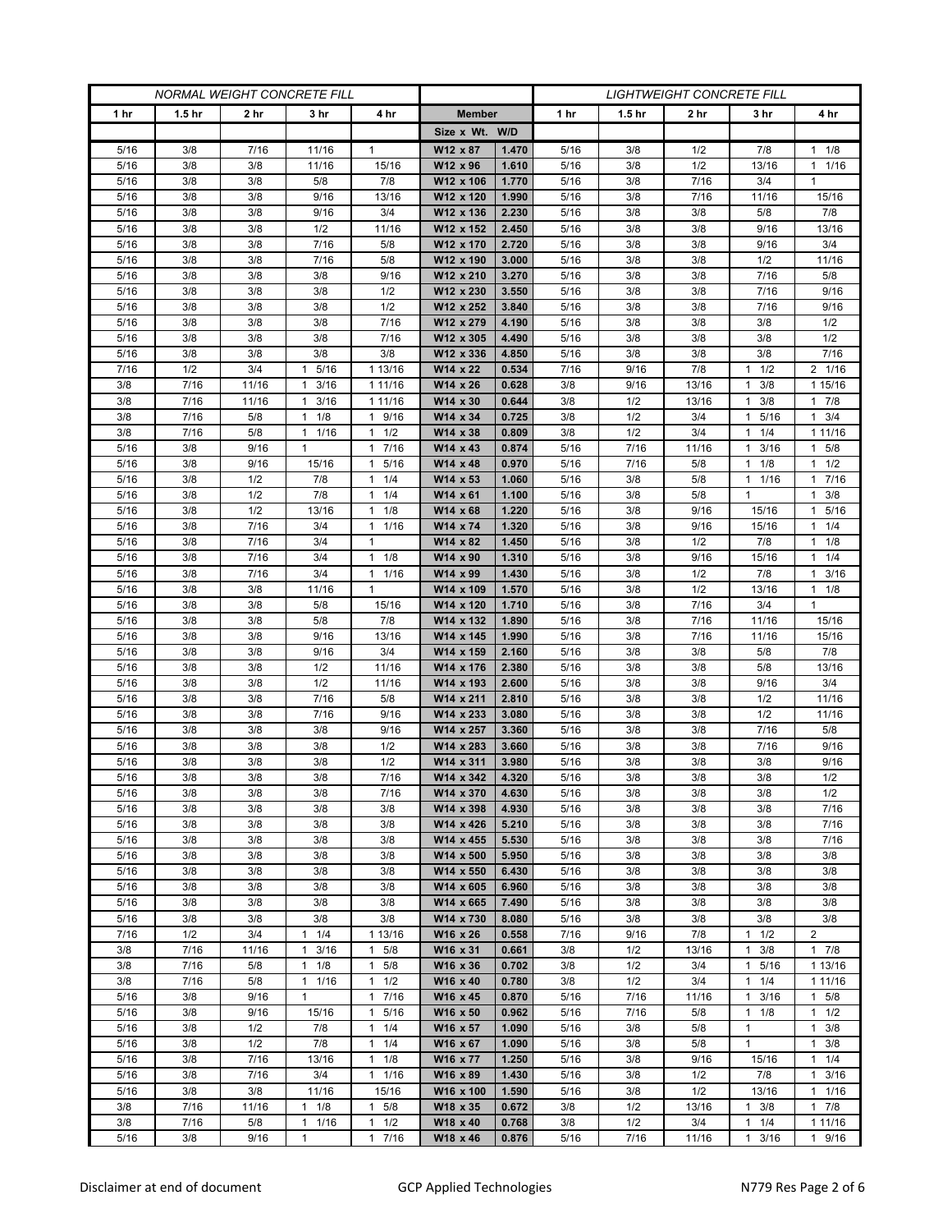| NORMAL WEIGHT CONCRETE FILL | | | | | | | LIGHTWEIGHT CONCRETE FILL | | | | |
|---|---|---|---|---|---|---|---|---|---|---|---|
| 1 hr | 1.5 hr | 2 hr | 3 hr | 4 hr | Member | | 1 hr | 1.5 hr | 2 hr | 3 hr | 4 hr |
| | | | | | Size x Wt. | W/D | | | | | |
| 5/16 | 3/8 | 7/16 | 11/16 | 1 | W12 x 87 | 1.470 | 5/16 | 3/8 | 1/2 | 7/8 | 1 1/8 |
| 5/16 | 3/8 | 3/8 | 11/16 | 15/16 | W12 x 96 | 1.610 | 5/16 | 3/8 | 1/2 | 13/16 | 1 1/16 |
| 5/16 | 3/8 | 3/8 | 5/8 | 7/8 | W12 x 106 | 1.770 | 5/16 | 3/8 | 7/16 | 3/4 | 1 |
| 5/16 | 3/8 | 3/8 | 9/16 | 13/16 | W12 x 120 | 1.990 | 5/16 | 3/8 | 7/16 | 11/16 | 15/16 |
| 5/16 | 3/8 | 3/8 | 9/16 | 3/4 | W12 x 136 | 2.230 | 5/16 | 3/8 | 3/8 | 5/8 | 7/8 |
| 5/16 | 3/8 | 3/8 | 1/2 | 11/16 | W12 x 152 | 2.450 | 5/16 | 3/8 | 3/8 | 9/16 | 13/16 |
| 5/16 | 3/8 | 3/8 | 7/16 | 5/8 | W12 x 170 | 2.720 | 5/16 | 3/8 | 3/8 | 9/16 | 3/4 |
| 5/16 | 3/8 | 3/8 | 7/16 | 5/8 | W12 x 190 | 3.000 | 5/16 | 3/8 | 3/8 | 1/2 | 11/16 |
| 5/16 | 3/8 | 3/8 | 3/8 | 9/16 | W12 x 210 | 3.270 | 5/16 | 3/8 | 3/8 | 7/16 | 5/8 |
| 5/16 | 3/8 | 3/8 | 3/8 | 1/2 | W12 x 230 | 3.550 | 5/16 | 3/8 | 3/8 | 7/16 | 9/16 |
| 5/16 | 3/8 | 3/8 | 3/8 | 1/2 | W12 x 252 | 3.840 | 5/16 | 3/8 | 3/8 | 7/16 | 9/16 |
| 5/16 | 3/8 | 3/8 | 3/8 | 7/16 | W12 x 279 | 4.190 | 5/16 | 3/8 | 3/8 | 3/8 | 1/2 |
| 5/16 | 3/8 | 3/8 | 3/8 | 7/16 | W12 x 305 | 4.490 | 5/16 | 3/8 | 3/8 | 3/8 | 1/2 |
| 5/16 | 3/8 | 3/8 | 3/8 | 3/8 | W12 x 336 | 4.850 | 5/16 | 3/8 | 3/8 | 3/8 | 7/16 |
| 7/16 | 1/2 | 3/4 | 1 5/16 | 1 13/16 | W14 x 22 | 0.534 | 7/16 | 9/16 | 7/8 | 1 1/2 | 2 1/16 |
| 3/8 | 7/16 | 11/16 | 1 3/16 | 1 11/16 | W14 x 26 | 0.628 | 3/8 | 9/16 | 13/16 | 1 3/8 | 1 15/16 |
| 3/8 | 7/16 | 11/16 | 1 3/16 | 1 11/16 | W14 x 30 | 0.644 | 3/8 | 1/2 | 13/16 | 1 3/8 | 1 7/8 |
| 3/8 | 7/16 | 5/8 | 1 1/8 | 1 9/16 | W14 x 34 | 0.725 | 3/8 | 1/2 | 3/4 | 1 5/16 | 1 3/4 |
| 3/8 | 7/16 | 5/8 | 1 1/16 | 1 1/2 | W14 x 38 | 0.809 | 3/8 | 1/2 | 3/4 | 1 1/4 | 1 11/16 |
| 5/16 | 3/8 | 9/16 | 1 | 1 7/16 | W14 x 43 | 0.874 | 5/16 | 7/16 | 11/16 | 1 3/16 | 1 5/8 |
| 5/16 | 3/8 | 9/16 | 15/16 | 1 5/16 | W14 x 48 | 0.970 | 5/16 | 7/16 | 5/8 | 1 1/8 | 1 1/2 |
| 5/16 | 3/8 | 1/2 | 7/8 | 1 1/4 | W14 x 53 | 1.060 | 5/16 | 3/8 | 5/8 | 1 1/16 | 1 7/16 |
| 5/16 | 3/8 | 1/2 | 7/8 | 1 1/4 | W14 x 61 | 1.100 | 5/16 | 3/8 | 5/8 | 1 | 1 3/8 |
| 5/16 | 3/8 | 1/2 | 13/16 | 1 1/8 | W14 x 68 | 1.220 | 5/16 | 3/8 | 9/16 | 15/16 | 1 5/16 |
| 5/16 | 3/8 | 7/16 | 3/4 | 1 1/16 | W14 x 74 | 1.320 | 5/16 | 3/8 | 9/16 | 15/16 | 1 1/4 |
| 5/16 | 3/8 | 7/16 | 3/4 | 1 | W14 x 82 | 1.450 | 5/16 | 3/8 | 1/2 | 7/8 | 1 1/8 |
| 5/16 | 3/8 | 7/16 | 3/4 | 1 1/8 | W14 x 90 | 1.310 | 5/16 | 3/8 | 9/16 | 15/16 | 1 1/4 |
| 5/16 | 3/8 | 7/16 | 3/4 | 1 1/16 | W14 x 99 | 1.430 | 5/16 | 3/8 | 1/2 | 7/8 | 1 3/16 |
| 5/16 | 3/8 | 3/8 | 11/16 | 1 | W14 x 109 | 1.570 | 5/16 | 3/8 | 1/2 | 13/16 | 1 1/8 |
| 5/16 | 3/8 | 3/8 | 5/8 | 15/16 | W14 x 120 | 1.710 | 5/16 | 3/8 | 7/16 | 3/4 | 1 |
| 5/16 | 3/8 | 3/8 | 5/8 | 7/8 | W14 x 132 | 1.890 | 5/16 | 3/8 | 7/16 | 11/16 | 15/16 |
| 5/16 | 3/8 | 3/8 | 9/16 | 13/16 | W14 x 145 | 1.990 | 5/16 | 3/8 | 7/16 | 11/16 | 15/16 |
| 5/16 | 3/8 | 3/8 | 9/16 | 3/4 | W14 x 159 | 2.160 | 5/16 | 3/8 | 3/8 | 5/8 | 7/8 |
| 5/16 | 3/8 | 3/8 | 1/2 | 11/16 | W14 x 176 | 2.380 | 5/16 | 3/8 | 3/8 | 5/8 | 13/16 |
| 5/16 | 3/8 | 3/8 | 1/2 | 11/16 | W14 x 193 | 2.600 | 5/16 | 3/8 | 3/8 | 9/16 | 3/4 |
| 5/16 | 3/8 | 3/8 | 7/16 | 5/8 | W14 x 211 | 2.810 | 5/16 | 3/8 | 3/8 | 1/2 | 11/16 |
| 5/16 | 3/8 | 3/8 | 7/16 | 9/16 | W14 x 233 | 3.080 | 5/16 | 3/8 | 3/8 | 1/2 | 11/16 |
| 5/16 | 3/8 | 3/8 | 3/8 | 9/16 | W14 x 257 | 3.360 | 5/16 | 3/8 | 3/8 | 7/16 | 5/8 |
| 5/16 | 3/8 | 3/8 | 3/8 | 1/2 | W14 x 283 | 3.660 | 5/16 | 3/8 | 3/8 | 7/16 | 9/16 |
| 5/16 | 3/8 | 3/8 | 3/8 | 1/2 | W14 x 311 | 3.980 | 5/16 | 3/8 | 3/8 | 3/8 | 9/16 |
| 5/16 | 3/8 | 3/8 | 3/8 | 7/16 | W14 x 342 | 4.320 | 5/16 | 3/8 | 3/8 | 3/8 | 1/2 |
| 5/16 | 3/8 | 3/8 | 3/8 | 7/16 | W14 x 370 | 4.630 | 5/16 | 3/8 | 3/8 | 3/8 | 1/2 |
| 5/16 | 3/8 | 3/8 | 3/8 | 3/8 | W14 x 398 | 4.930 | 5/16 | 3/8 | 3/8 | 3/8 | 7/16 |
| 5/16 | 3/8 | 3/8 | 3/8 | 3/8 | W14 x 426 | 5.210 | 5/16 | 3/8 | 3/8 | 3/8 | 7/16 |
| 5/16 | 3/8 | 3/8 | 3/8 | 3/8 | W14 x 455 | 5.530 | 5/16 | 3/8 | 3/8 | 3/8 | 7/16 |
| 5/16 | 3/8 | 3/8 | 3/8 | 3/8 | W14 x 500 | 5.950 | 5/16 | 3/8 | 3/8 | 3/8 | 3/8 |
| 5/16 | 3/8 | 3/8 | 3/8 | 3/8 | W14 x 550 | 6.430 | 5/16 | 3/8 | 3/8 | 3/8 | 3/8 |
| 5/16 | 3/8 | 3/8 | 3/8 | 3/8 | W14 x 605 | 6.960 | 5/16 | 3/8 | 3/8 | 3/8 | 3/8 |
| 5/16 | 3/8 | 3/8 | 3/8 | 3/8 | W14 x 665 | 7.490 | 5/16 | 3/8 | 3/8 | 3/8 | 3/8 |
| 5/16 | 3/8 | 3/8 | 3/8 | 3/8 | W14 x 730 | 8.080 | 5/16 | 3/8 | 3/8 | 3/8 | 3/8 |
| 7/16 | 1/2 | 3/4 | 1 1/4 | 1 13/16 | W16 x 26 | 0.558 | 7/16 | 9/16 | 7/8 | 1 1/2 | 2 |
| 3/8 | 7/16 | 11/16 | 1 3/16 | 1 5/8 | W16 x 31 | 0.661 | 3/8 | 1/2 | 13/16 | 1 3/8 | 1 7/8 |
| 3/8 | 7/16 | 5/8 | 1 1/8 | 1 5/8 | W16 x 36 | 0.702 | 3/8 | 1/2 | 3/4 | 1 5/16 | 1 13/16 |
| 3/8 | 7/16 | 5/8 | 1 1/16 | 1 1/2 | W16 x 40 | 0.780 | 3/8 | 1/2 | 3/4 | 1 1/4 | 1 11/16 |
| 5/16 | 3/8 | 9/16 | 1 | 1 7/16 | W16 x 45 | 0.870 | 5/16 | 7/16 | 11/16 | 1 3/16 | 1 5/8 |
| 5/16 | 3/8 | 9/16 | 15/16 | 1 5/16 | W16 x 50 | 0.962 | 5/16 | 7/16 | 5/8 | 1 1/8 | 1 1/2 |
| 5/16 | 3/8 | 1/2 | 7/8 | 1 1/4 | W16 x 57 | 1.090 | 5/16 | 3/8 | 5/8 | 1 | 1 3/8 |
| 5/16 | 3/8 | 1/2 | 7/8 | 1 1/4 | W16 x 67 | 1.090 | 5/16 | 3/8 | 5/8 | 1 | 1 3/8 |
| 5/16 | 3/8 | 7/16 | 13/16 | 1 1/8 | W16 x 77 | 1.250 | 5/16 | 3/8 | 9/16 | 15/16 | 1 1/4 |
| 5/16 | 3/8 | 7/16 | 3/4 | 1 1/16 | W16 x 89 | 1.430 | 5/16 | 3/8 | 1/2 | 7/8 | 1 3/16 |
| 5/16 | 3/8 | 3/8 | 11/16 | 15/16 | W16 x 100 | 1.590 | 5/16 | 3/8 | 1/2 | 13/16 | 1 1/16 |
| 3/8 | 7/16 | 11/16 | 1 1/8 | 1 5/8 | W18 x 35 | 0.672 | 3/8 | 1/2 | 13/16 | 1 3/8 | 1 7/8 |
| 3/8 | 7/16 | 5/8 | 1 1/16 | 1 1/2 | W18 x 40 | 0.768 | 3/8 | 1/2 | 3/4 | 1 1/4 | 1 11/16 |
| 5/16 | 3/8 | 9/16 | 1 | 1 7/16 | W18 x 46 | 0.876 | 5/16 | 7/16 | 11/16 | 1 3/16 | 1 9/16 |

Disclaimer at end of document GCP Applied Technologies N779 Res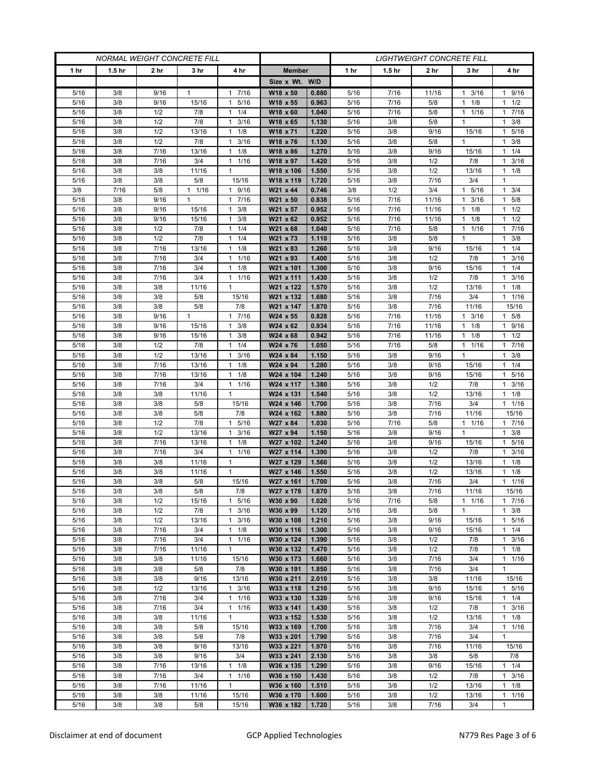| NORMAL WEIGHT CONCRETE FILL | | | | | | | LIGHTWEIGHT CONCRETE FILL | | | | |
|---|---|---|---|---|---|---|---|---|---|---|---|
| 1 hr | 1.5 hr | 2 hr | 3 hr | 4 hr | Member | | 1 hr | 1.5 hr | 2 hr | 3 hr | 4 hr |
| | | | | | Size x Wt. | W/D | | | | | |
| 5/16 | 3/8 | 9/16 | 1 | 1 7/16 | W18 x 50 | 0.880 | 5/16 | 7/16 | 11/16 | 1 3/16 | 1 9/16 |
| 5/16 | 3/8 | 9/16 | 15/16 | 1 5/16 | W18 x 55 | 0.963 | 5/16 | 7/16 | 5/8 | 1 1/8 | 1 1/2 |
| 5/16 | 3/8 | 1/2 | 7/8 | 1 1/4 | W18 x 60 | 1.040 | 5/16 | 7/16 | 5/8 | 1 1/16 | 1 7/16 |
| 5/16 | 3/8 | 1/2 | 7/8 | 1 3/16 | W18 x 65 | 1.130 | 5/16 | 3/8 | 5/8 | 1 | 1 3/8 |
| 5/16 | 3/8 | 1/2 | 13/16 | 1 1/8 | W18 x 71 | 1.220 | 5/16 | 3/8 | 9/16 | 15/16 | 1 5/16 |
| 5/16 | 3/8 | 1/2 | 7/8 | 1 3/16 | W18 x 76 | 1.130 | 5/16 | 3/8 | 5/8 | 1 | 1 3/8 |
| 5/16 | 3/8 | 7/16 | 13/16 | 1 1/8 | W18 x 86 | 1.270 | 5/16 | 3/8 | 9/16 | 15/16 | 1 1/4 |
| 5/16 | 3/8 | 7/16 | 3/4 | 1 1/16 | W18 x 97 | 1.420 | 5/16 | 3/8 | 1/2 | 7/8 | 1 3/16 |
| 5/16 | 3/8 | 3/8 | 11/16 | 1 | W18 x 106 | 1.550 | 5/16 | 3/8 | 1/2 | 13/16 | 1 1/8 |
| 5/16 | 3/8 | 3/8 | 5/8 | 15/16 | W18 x 119 | 1.720 | 5/16 | 3/8 | 7/16 | 3/4 | 1 |
| 3/8 | 7/16 | 5/8 | 1 1/16 | 1 9/16 | W21 x 44 | 0.746 | 3/8 | 1/2 | 3/4 | 1 5/16 | 1 3/4 |
| 5/16 | 3/8 | 9/16 | 1 | 1 7/16 | W21 x 50 | 0.838 | 5/16 | 7/16 | 11/16 | 1 3/16 | 1 5/8 |
| 5/16 | 3/8 | 9/16 | 15/16 | 1 3/8 | W21 x 57 | 0.952 | 5/16 | 7/16 | 11/16 | 1 1/8 | 1 1/2 |
| 5/16 | 3/8 | 9/16 | 15/16 | 1 3/8 | W21 x 62 | 0.952 | 5/16 | 7/16 | 11/16 | 1 1/8 | 1 1/2 |
| 5/16 | 3/8 | 1/2 | 7/8 | 1 1/4 | W21 x 68 | 1.040 | 5/16 | 7/16 | 5/8 | 1 1/16 | 1 7/16 |
| 5/16 | 3/8 | 1/2 | 7/8 | 1 1/4 | W21 x 73 | 1.110 | 5/16 | 3/8 | 5/8 | 1 | 1 3/8 |
| 5/16 | 3/8 | 7/16 | 13/16 | 1 1/8 | W21 x 83 | 1.260 | 5/16 | 3/8 | 9/16 | 15/16 | 1 1/4 |
| 5/16 | 3/8 | 7/16 | 3/4 | 1 1/16 | W21 x 93 | 1.400 | 5/16 | 3/8 | 1/2 | 7/8 | 1 3/16 |
| 5/16 | 3/8 | 7/16 | 3/4 | 1 1/8 | W21 x 101 | 1.300 | 5/16 | 3/8 | 9/16 | 15/16 | 1 1/4 |
| 5/16 | 3/8 | 7/16 | 3/4 | 1 1/16 | W21 x 111 | 1.430 | 5/16 | 3/8 | 1/2 | 7/8 | 1 3/16 |
| 5/16 | 3/8 | 3/8 | 11/16 | 1 | W21 x 122 | 1.570 | 5/16 | 3/8 | 1/2 | 13/16 | 1 1/8 |
| 5/16 | 3/8 | 3/8 | 5/8 | 15/16 | W21 x 132 | 1.680 | 5/16 | 3/8 | 7/16 | 3/4 | 1 1/16 |
| 5/16 | 3/8 | 3/8 | 5/8 | 7/8 | W21 x 147 | 1.870 | 5/16 | 3/8 | 7/16 | 11/16 | 15/16 |
| 5/16 | 3/8 | 9/16 | 1 | 1 7/16 | W24 x 55 | 0.828 | 5/16 | 7/16 | 11/16 | 1 3/16 | 1 5/8 |
| 5/16 | 3/8 | 9/16 | 15/16 | 1 3/8 | W24 x 62 | 0.934 | 5/16 | 7/16 | 11/16 | 1 1/8 | 1 9/16 |
| 5/16 | 3/8 | 9/16 | 15/16 | 1 3/8 | W24 x 68 | 0.942 | 5/16 | 7/16 | 11/16 | 1 1/8 | 1 1/2 |
| 5/16 | 3/8 | 1/2 | 7/8 | 1 1/4 | W24 x 76 | 1.050 | 5/16 | 7/16 | 5/8 | 1 1/16 | 1 7/16 |
| 5/16 | 3/8 | 1/2 | 13/16 | 1 3/16 | W24 x 84 | 1.150 | 5/16 | 3/8 | 9/16 | 1 | 1 3/8 |
| 5/16 | 3/8 | 7/16 | 13/16 | 1 1/8 | W24 x 94 | 1.280 | 5/16 | 3/8 | 9/16 | 15/16 | 1 1/4 |
| 5/16 | 3/8 | 7/16 | 13/16 | 1 1/8 | W24 x 104 | 1.240 | 5/16 | 3/8 | 9/16 | 15/16 | 1 5/16 |
| 5/16 | 3/8 | 7/16 | 3/4 | 1 1/16 | W24 x 117 | 1.380 | 5/16 | 3/8 | 1/2 | 7/8 | 1 3/16 |
| 5/16 | 3/8 | 3/8 | 11/16 | 1 | W24 x 131 | 1.540 | 5/16 | 3/8 | 1/2 | 13/16 | 1 1/8 |
| 5/16 | 3/8 | 3/8 | 5/8 | 15/16 | W24 x 146 | 1.700 | 5/16 | 3/8 | 7/16 | 3/4 | 1 1/16 |
| 5/16 | 3/8 | 3/8 | 5/8 | 7/8 | W24 x 162 | 1.880 | 5/16 | 3/8 | 7/16 | 11/16 | 15/16 |
| 5/16 | 3/8 | 1/2 | 7/8 | 1 5/16 | W27 x 84 | 1.030 | 5/16 | 7/16 | 5/8 | 1 1/16 | 1 7/16 |
| 5/16 | 3/8 | 1/2 | 13/16 | 1 3/16 | W27 x 94 | 1.150 | 5/16 | 3/8 | 9/16 | 1 | 1 3/8 |
| 5/16 | 3/8 | 7/16 | 13/16 | 1 1/8 | W27 x 102 | 1.240 | 5/16 | 3/8 | 9/16 | 15/16 | 1 5/16 |
| 5/16 | 3/8 | 7/16 | 3/4 | 1 1/16 | W27 x 114 | 1.390 | 5/16 | 3/8 | 1/2 | 7/8 | 1 3/16 |
| 5/16 | 3/8 | 3/8 | 11/16 | 1 | W27 x 129 | 1.560 | 5/16 | 3/8 | 1/2 | 13/16 | 1 1/8 |
| 5/16 | 3/8 | 3/8 | 11/16 | 1 | W27 x 146 | 1.550 | 5/16 | 3/8 | 1/2 | 13/16 | 1 1/8 |
| 5/16 | 3/8 | 3/8 | 5/8 | 15/16 | W27 x 161 | 1.700 | 5/16 | 3/8 | 7/16 | 3/4 | 1 1/16 |
| 5/16 | 3/8 | 3/8 | 5/8 | 7/8 | W27 x 178 | 1.870 | 5/16 | 3/8 | 7/16 | 11/16 | 15/16 |
| 5/16 | 3/8 | 1/2 | 15/16 | 1 5/16 | W30 x 90 | 1.020 | 5/16 | 7/16 | 5/8 | 1 1/16 | 1 7/16 |
| 5/16 | 3/8 | 1/2 | 7/8 | 1 3/16 | W30 x 99 | 1.120 | 5/16 | 3/8 | 5/8 | 1 | 1 3/8 |
| 5/16 | 3/8 | 1/2 | 13/16 | 1 3/16 | W30 x 108 | 1.210 | 5/16 | 3/8 | 9/16 | 15/16 | 1 5/16 |
| 5/16 | 3/8 | 7/16 | 3/4 | 1 1/8 | W30 x 116 | 1.300 | 5/16 | 3/8 | 9/16 | 15/16 | 1 1/4 |
| 5/16 | 3/8 | 7/16 | 3/4 | 1 1/16 | W30 x 124 | 1.390 | 5/16 | 3/8 | 1/2 | 7/8 | 1 3/16 |
| 5/16 | 3/8 | 7/16 | 11/16 | 1 | W30 x 132 | 1.470 | 5/16 | 3/8 | 1/2 | 7/8 | 1 1/8 |
| 5/16 | 3/8 | 3/8 | 11/16 | 15/16 | W30 x 173 | 1.660 | 5/16 | 3/8 | 7/16 | 3/4 | 1 1/16 |
| 5/16 | 3/8 | 3/8 | 5/8 | 7/8 | W30 x 191 | 1.850 | 5/16 | 3/8 | 7/16 | 3/4 | 1 |
| 5/16 | 3/8 | 3/8 | 9/16 | 13/16 | W30 x 211 | 2.010 | 5/16 | 3/8 | 3/8 | 11/16 | 15/16 |
| 5/16 | 3/8 | 1/2 | 13/16 | 1 3/16 | W33 x 118 | 1.210 | 5/16 | 3/8 | 9/16 | 15/16 | 1 5/16 |
| 5/16 | 3/8 | 7/16 | 3/4 | 1 1/16 | W33 x 130 | 1.320 | 5/16 | 3/8 | 9/16 | 15/16 | 1 1/4 |
| 5/16 | 3/8 | 7/16 | 3/4 | 1 1/16 | W33 x 141 | 1.430 | 5/16 | 3/8 | 1/2 | 7/8 | 1 3/16 |
| 5/16 | 3/8 | 3/8 | 11/16 | 1 | W33 x 152 | 1.530 | 5/16 | 3/8 | 1/2 | 13/16 | 1 1/8 |
| 5/16 | 3/8 | 3/8 | 5/8 | 15/16 | W33 x 169 | 1.700 | 5/16 | 3/8 | 7/16 | 3/4 | 1 1/16 |
| 5/16 | 3/8 | 3/8 | 5/8 | 7/8 | W33 x 201 | 1.790 | 5/16 | 3/8 | 7/16 | 3/4 | 1 |
| 5/16 | 3/8 | 3/8 | 9/16 | 13/16 | W33 x 221 | 1.970 | 5/16 | 3/8 | 7/16 | 11/16 | 15/16 |
| 5/16 | 3/8 | 3/8 | 9/16 | 3/4 | W33 x 241 | 2.130 | 5/16 | 3/8 | 3/8 | 5/8 | 7/8 |
| 5/16 | 3/8 | 7/16 | 13/16 | 1 1/8 | W36 x 135 | 1.290 | 5/16 | 3/8 | 9/16 | 15/16 | 1 1/4 |
| 5/16 | 3/8 | 7/16 | 3/4 | 1 1/16 | W36 x 150 | 1.430 | 5/16 | 3/8 | 1/2 | 7/8 | 1 3/16 |
| 5/16 | 3/8 | 7/16 | 11/16 | 1 | W36 x 160 | 1.510 | 5/16 | 3/8 | 1/2 | 13/16 | 1 1/8 |
| 5/16 | 3/8 | 3/8 | 11/16 | 15/16 | W36 x 170 | 1.600 | 5/16 | 3/8 | 1/2 | 13/16 | 1 1/16 |
| 5/16 | 3/8 | 3/8 | 5/8 | 15/16 | W36 x 182 | 1.720 | 5/16 | 3/8 | 7/16 | 3/4 | 1 |

Disclaimer at end of document GCP Applied Technologies N779 Res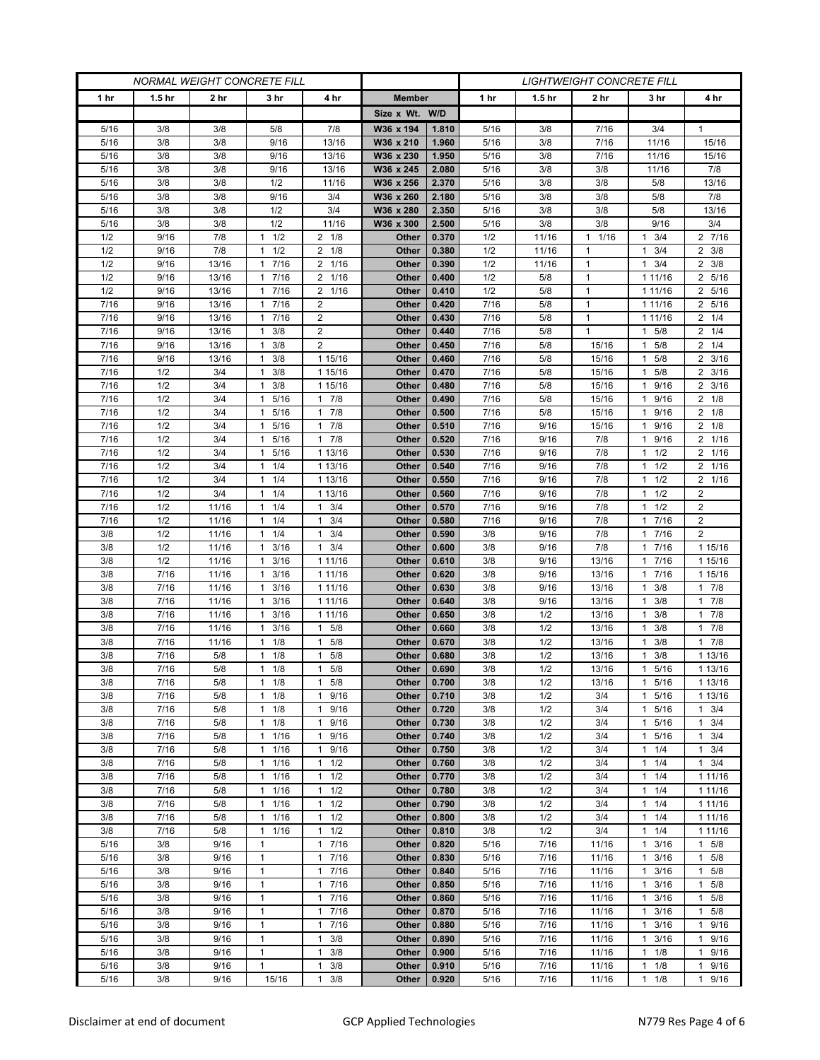| NORMAL WEIGHT CONCRETE FILL | | | | | | | LIGHTWEIGHT CONCRETE FILL | | | | |
|---|---|---|---|---|---|---|---|---|---|---|---|
| 1 hr | 1.5 hr | 2 hr | 3 hr | 4 hr | Member | | 1 hr | 1.5 hr | 2 hr | 3 hr | 4 hr |
| | | | | | Size x Wt. | W/D | | | | | |
| 5/16 | 3/8 | 3/8 | 5/8 | 7/8 | W36 x 194 | 1.810 | 5/16 | 3/8 | 7/16 | 3/4 | 1 |
| 5/16 | 3/8 | 3/8 | 9/16 | 13/16 | W36 x 210 | 1.960 | 5/16 | 3/8 | 7/16 | 11/16 | 15/16 |
| 5/16 | 3/8 | 3/8 | 9/16 | 13/16 | W36 x 230 | 1.950 | 5/16 | 3/8 | 7/16 | 11/16 | 15/16 |
| 5/16 | 3/8 | 3/8 | 9/16 | 13/16 | W36 x 245 | 2.080 | 5/16 | 3/8 | 3/8 | 11/16 | 7/8 |
| 5/16 | 3/8 | 3/8 | 1/2 | 11/16 | W36 x 256 | 2.370 | 5/16 | 3/8 | 3/8 | 5/8 | 13/16 |
| 5/16 | 3/8 | 3/8 | 9/16 | 3/4 | W36 x 260 | 2.180 | 5/16 | 3/8 | 3/8 | 5/8 | 7/8 |
| 5/16 | 3/8 | 3/8 | 1/2 | 3/4 | W36 x 280 | 2.350 | 5/16 | 3/8 | 3/8 | 5/8 | 13/16 |
| 5/16 | 3/8 | 3/8 | 1/2 | 11/16 | W36 x 300 | 2.500 | 5/16 | 3/8 | 3/8 | 9/16 | 3/4 |
| 1/2 | 9/16 | 7/8 | 1 1/2 | 2 1/8 | Other | 0.370 | 1/2 | 11/16 | 1 1/16 | 1 3/4 | 2 7/16 |
| 1/2 | 9/16 | 7/8 | 1 1/2 | 2 1/8 | Other | 0.380 | 1/2 | 11/16 | 1 | 1 3/4 | 2 3/8 |
| 1/2 | 9/16 | 13/16 | 1 7/16 | 2 1/16 | Other | 0.390 | 1/2 | 11/16 | 1 | 1 3/4 | 2 3/8 |
| 1/2 | 9/16 | 13/16 | 1 7/16 | 2 1/16 | Other | 0.400 | 1/2 | 5/8 | 1 | 1 11/16 | 2 5/16 |
| 1/2 | 9/16 | 13/16 | 1 7/16 | 2 1/16 | Other | 0.410 | 1/2 | 5/8 | 1 | 1 11/16 | 2 5/16 |
| 7/16 | 9/16 | 13/16 | 1 7/16 | 2 | Other | 0.420 | 7/16 | 5/8 | 1 | 1 11/16 | 2 5/16 |
| 7/16 | 9/16 | 13/16 | 1 7/16 | 2 | Other | 0.430 | 7/16 | 5/8 | 1 | 1 11/16 | 2 1/4 |
| 7/16 | 9/16 | 13/16 | 1 3/8 | 2 | Other | 0.440 | 7/16 | 5/8 | 1 | 1 5/8 | 2 1/4 |
| 7/16 | 9/16 | 13/16 | 1 3/8 | 2 | Other | 0.450 | 7/16 | 5/8 | 15/16 | 1 5/8 | 2 1/4 |
| 7/16 | 9/16 | 13/16 | 1 3/8 | 1 15/16 | Other | 0.460 | 7/16 | 5/8 | 15/16 | 1 5/8 | 2 3/16 |
| 7/16 | 1/2 | 3/4 | 1 3/8 | 1 15/16 | Other | 0.470 | 7/16 | 5/8 | 15/16 | 1 5/8 | 2 3/16 |
| 7/16 | 1/2 | 3/4 | 1 3/8 | 1 15/16 | Other | 0.480 | 7/16 | 5/8 | 15/16 | 1 9/16 | 2 3/16 |
| 7/16 | 1/2 | 3/4 | 1 5/16 | 1 7/8 | Other | 0.490 | 7/16 | 5/8 | 15/16 | 1 9/16 | 2 1/8 |
| 7/16 | 1/2 | 3/4 | 1 5/16 | 1 7/8 | Other | 0.500 | 7/16 | 5/8 | 15/16 | 1 9/16 | 2 1/8 |
| 7/16 | 1/2 | 3/4 | 1 5/16 | 1 7/8 | Other | 0.510 | 7/16 | 9/16 | 15/16 | 1 9/16 | 2 1/8 |
| 7/16 | 1/2 | 3/4 | 1 5/16 | 1 7/8 | Other | 0.520 | 7/16 | 9/16 | 7/8 | 1 9/16 | 2 1/16 |
| 7/16 | 1/2 | 3/4 | 1 5/16 | 1 13/16 | Other | 0.530 | 7/16 | 9/16 | 7/8 | 1 1/2 | 2 1/16 |
| 7/16 | 1/2 | 3/4 | 1 1/4 | 1 13/16 | Other | 0.540 | 7/16 | 9/16 | 7/8 | 1 1/2 | 2 1/16 |
| 7/16 | 1/2 | 3/4 | 1 1/4 | 1 13/16 | Other | 0.550 | 7/16 | 9/16 | 7/8 | 1 1/2 | 2 1/16 |
| 7/16 | 1/2 | 3/4 | 1 1/4 | 1 13/16 | Other | 0.560 | 7/16 | 9/16 | 7/8 | 1 1/2 | 2 |
| 7/16 | 1/2 | 11/16 | 1 1/4 | 1 3/4 | Other | 0.570 | 7/16 | 9/16 | 7/8 | 1 1/2 | 2 |
| 7/16 | 1/2 | 11/16 | 1 1/4 | 1 3/4 | Other | 0.580 | 7/16 | 9/16 | 7/8 | 1 7/16 | 2 |
| 3/8 | 1/2 | 11/16 | 1 1/4 | 1 3/4 | Other | 0.590 | 3/8 | 9/16 | 7/8 | 1 7/16 | 2 |
| 3/8 | 1/2 | 11/16 | 1 3/16 | 1 3/4 | Other | 0.600 | 3/8 | 9/16 | 7/8 | 1 7/16 | 1 15/16 |
| 3/8 | 1/2 | 11/16 | 1 3/16 | 1 11/16 | Other | 0.610 | 3/8 | 9/16 | 13/16 | 1 7/16 | 1 15/16 |
| 3/8 | 7/16 | 11/16 | 1 3/16 | 1 11/16 | Other | 0.620 | 3/8 | 9/16 | 13/16 | 1 7/16 | 1 15/16 |
| 3/8 | 7/16 | 11/16 | 1 3/16 | 1 11/16 | Other | 0.630 | 3/8 | 9/16 | 13/16 | 1 3/8 | 1 7/8 |
| 3/8 | 7/16 | 11/16 | 1 3/16 | 1 11/16 | Other | 0.640 | 3/8 | 9/16 | 13/16 | 1 3/8 | 1 7/8 |
| 3/8 | 7/16 | 11/16 | 1 3/16 | 1 11/16 | Other | 0.650 | 3/8 | 1/2 | 13/16 | 1 3/8 | 1 7/8 |
| 3/8 | 7/16 | 11/16 | 1 3/16 | 1 5/8 | Other | 0.660 | 3/8 | 1/2 | 13/16 | 1 3/8 | 1 7/8 |
| 3/8 | 7/16 | 11/16 | 1 1/8 | 1 5/8 | Other | 0.670 | 3/8 | 1/2 | 13/16 | 1 3/8 | 1 7/8 |
| 3/8 | 7/16 | 5/8 | 1 1/8 | 1 5/8 | Other | 0.680 | 3/8 | 1/2 | 13/16 | 1 3/8 | 1 13/16 |
| 3/8 | 7/16 | 5/8 | 1 1/8 | 1 5/8 | Other | 0.690 | 3/8 | 1/2 | 13/16 | 1 5/16 | 1 13/16 |
| 3/8 | 7/16 | 5/8 | 1 1/8 | 1 5/8 | Other | 0.700 | 3/8 | 1/2 | 13/16 | 1 5/16 | 1 13/16 |
| 3/8 | 7/16 | 5/8 | 1 1/8 | 1 9/16 | Other | 0.710 | 3/8 | 1/2 | 3/4 | 1 5/16 | 1 13/16 |
| 3/8 | 7/16 | 5/8 | 1 1/8 | 1 9/16 | Other | 0.720 | 3/8 | 1/2 | 3/4 | 1 5/16 | 1 3/4 |
| 3/8 | 7/16 | 5/8 | 1 1/8 | 1 9/16 | Other | 0.730 | 3/8 | 1/2 | 3/4 | 1 5/16 | 1 3/4 |
| 3/8 | 7/16 | 5/8 | 1 1/16 | 1 9/16 | Other | 0.740 | 3/8 | 1/2 | 3/4 | 1 5/16 | 1 3/4 |
| 3/8 | 7/16 | 5/8 | 1 1/16 | 1 9/16 | Other | 0.750 | 3/8 | 1/2 | 3/4 | 1 1/4 | 1 3/4 |
| 3/8 | 7/16 | 5/8 | 1 1/16 | 1 1/2 | Other | 0.760 | 3/8 | 1/2 | 3/4 | 1 1/4 | 1 3/4 |
| 3/8 | 7/16 | 5/8 | 1 1/16 | 1 1/2 | Other | 0.770 | 3/8 | 1/2 | 3/4 | 1 1/4 | 1 11/16 |
| 3/8 | 7/16 | 5/8 | 1 1/16 | 1 1/2 | Other | 0.780 | 3/8 | 1/2 | 3/4 | 1 1/4 | 1 11/16 |
| 3/8 | 7/16 | 5/8 | 1 1/16 | 1 1/2 | Other | 0.790 | 3/8 | 1/2 | 3/4 | 1 1/4 | 1 11/16 |
| 3/8 | 7/16 | 5/8 | 1 1/16 | 1 1/2 | Other | 0.800 | 3/8 | 1/2 | 3/4 | 1 1/4 | 1 11/16 |
| 3/8 | 7/16 | 5/8 | 1 1/16 | 1 1/2 | Other | 0.810 | 3/8 | 1/2 | 3/4 | 1 1/4 | 1 11/16 |
| 5/16 | 3/8 | 9/16 | 1 | 1 7/16 | Other | 0.820 | 5/16 | 7/16 | 11/16 | 1 3/16 | 1 5/8 |
| 5/16 | 3/8 | 9/16 | 1 | 1 7/16 | Other | 0.830 | 5/16 | 7/16 | 11/16 | 1 3/16 | 1 5/8 |
| 5/16 | 3/8 | 9/16 | 1 | 1 7/16 | Other | 0.840 | 5/16 | 7/16 | 11/16 | 1 3/16 | 1 5/8 |
| 5/16 | 3/8 | 9/16 | 1 | 1 7/16 | Other | 0.850 | 5/16 | 7/16 | 11/16 | 1 3/16 | 1 5/8 |
| 5/16 | 3/8 | 9/16 | 1 | 1 7/16 | Other | 0.860 | 5/16 | 7/16 | 11/16 | 1 3/16 | 1 5/8 |
| 5/16 | 3/8 | 9/16 | 1 | 1 7/16 | Other | 0.870 | 5/16 | 7/16 | 11/16 | 1 3/16 | 1 5/8 |
| 5/16 | 3/8 | 9/16 | 1 | 1 7/16 | Other | 0.880 | 5/16 | 7/16 | 11/16 | 1 3/16 | 1 9/16 |
| 5/16 | 3/8 | 9/16 | 1 | 1 3/8 | Other | 0.890 | 5/16 | 7/16 | 11/16 | 1 3/16 | 1 9/16 |
| 5/16 | 3/8 | 9/16 | 1 | 1 3/8 | Other | 0.900 | 5/16 | 7/16 | 11/16 | 1 1/8 | 1 9/16 |
| 5/16 | 3/8 | 9/16 | 1 | 1 3/8 | Other | 0.910 | 5/16 | 7/16 | 11/16 | 1 1/8 | 1 9/16 |
| 5/16 | 3/8 | 9/16 | 15/16 | 1 3/8 | Other | 0.920 | 5/16 | 7/16 | 11/16 | 1 1/8 | 1 9/16 |

Disclaimer at end of document | GCP Applied Technologies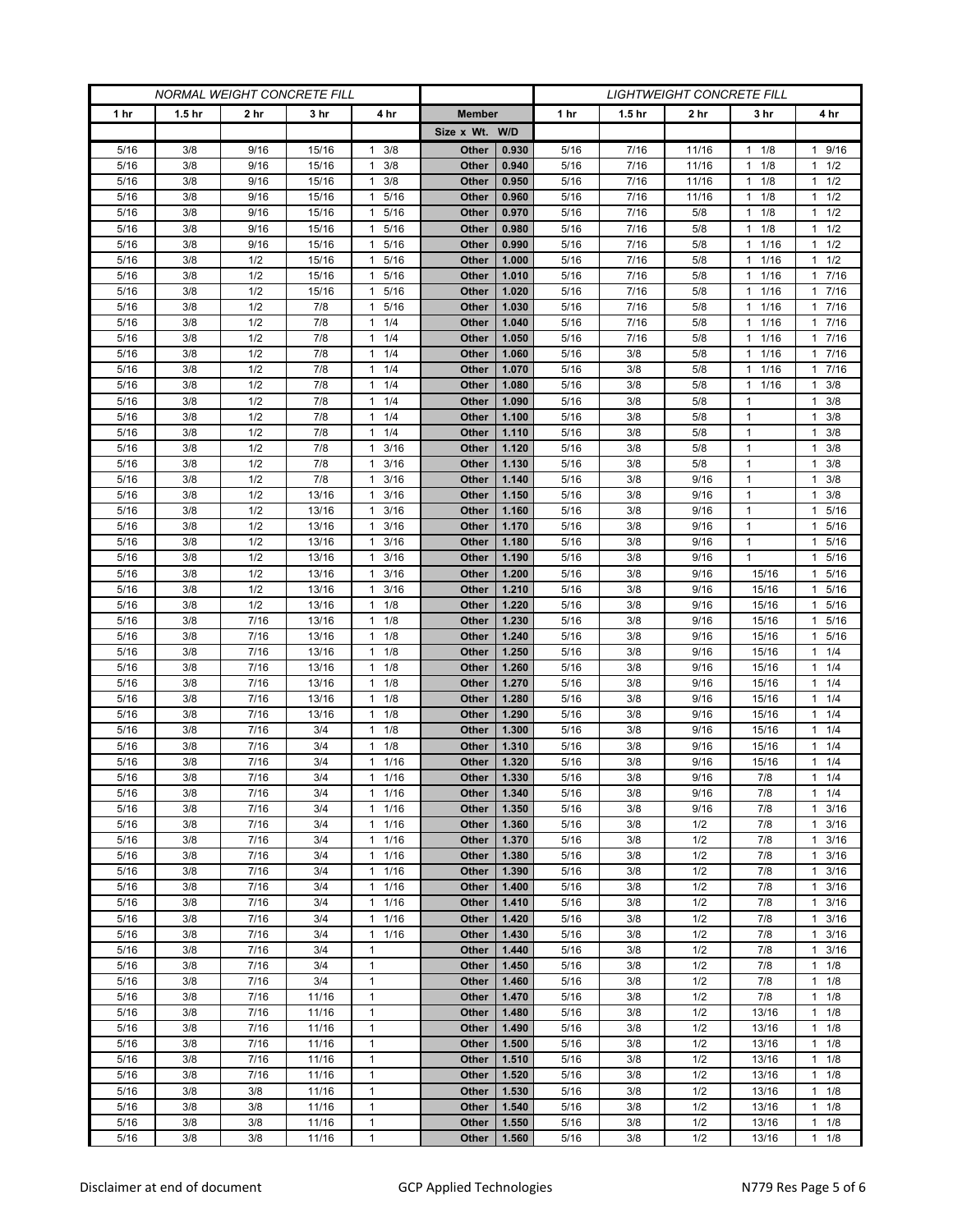| NORMAL WEIGHT CONCRETE FILL | | | | | | | LIGHTWEIGHT CONCRETE FILL | | | | |
|---|---|---|---|---|---|---|---|---|---|---|---|
| 1 hr | 1.5 hr | 2 hr | 3 hr | 4 hr | Member | | 1 hr | 1.5 hr | 2 hr | 3 hr | 4 hr |
| | | | | | Size x Wt. | W/D | | | | | |
| 5/16 | 3/8 | 9/16 | 15/16 | 1 3/8 | Other | 0.930 | 5/16 | 7/16 | 11/16 | 1 1/8 | 1 9/16 |
| 5/16 | 3/8 | 9/16 | 15/16 | 1 3/8 | Other | 0.940 | 5/16 | 7/16 | 11/16 | 1 1/8 | 1 1/2 |
| 5/16 | 3/8 | 9/16 | 15/16 | 1 3/8 | Other | 0.950 | 5/16 | 7/16 | 11/16 | 1 1/8 | 1 1/2 |
| 5/16 | 3/8 | 9/16 | 15/16 | 1 5/16 | Other | 0.960 | 5/16 | 7/16 | 11/16 | 1 1/8 | 1 1/2 |
| 5/16 | 3/8 | 9/16 | 15/16 | 1 5/16 | Other | 0.970 | 5/16 | 7/16 | 5/8 | 1 1/8 | 1 1/2 |
| 5/16 | 3/8 | 9/16 | 15/16 | 1 5/16 | Other | 0.980 | 5/16 | 7/16 | 5/8 | 1 1/8 | 1 1/2 |
| 5/16 | 3/8 | 9/16 | 15/16 | 1 5/16 | Other | 0.990 | 5/16 | 7/16 | 5/8 | 1 1/16 | 1 1/2 |
| 5/16 | 3/8 | 1/2 | 15/16 | 1 5/16 | Other | 1.000 | 5/16 | 7/16 | 5/8 | 1 1/16 | 1 1/2 |
| 5/16 | 3/8 | 1/2 | 15/16 | 1 5/16 | Other | 1.010 | 5/16 | 7/16 | 5/8 | 1 1/16 | 1 7/16 |
| 5/16 | 3/8 | 1/2 | 15/16 | 1 5/16 | Other | 1.020 | 5/16 | 7/16 | 5/8 | 1 1/16 | 1 7/16 |
| 5/16 | 3/8 | 1/2 | 7/8 | 1 5/16 | Other | 1.030 | 5/16 | 7/16 | 5/8 | 1 1/16 | 1 7/16 |
| 5/16 | 3/8 | 1/2 | 7/8 | 1 1/4 | Other | 1.040 | 5/16 | 7/16 | 5/8 | 1 1/16 | 1 7/16 |
| 5/16 | 3/8 | 1/2 | 7/8 | 1 1/4 | Other | 1.050 | 5/16 | 7/16 | 5/8 | 1 1/16 | 1 7/16 |
| 5/16 | 3/8 | 1/2 | 7/8 | 1 1/4 | Other | 1.060 | 5/16 | 3/8 | 5/8 | 1 1/16 | 1 7/16 |
| 5/16 | 3/8 | 1/2 | 7/8 | 1 1/4 | Other | 1.070 | 5/16 | 3/8 | 5/8 | 1 1/16 | 1 7/16 |
| 5/16 | 3/8 | 1/2 | 7/8 | 1 1/4 | Other | 1.080 | 5/16 | 3/8 | 5/8 | 1 1/16 | 1 3/8 |
| 5/16 | 3/8 | 1/2 | 7/8 | 1 1/4 | Other | 1.090 | 5/16 | 3/8 | 5/8 | 1 | 1 3/8 |
| 5/16 | 3/8 | 1/2 | 7/8 | 1 1/4 | Other | 1.100 | 5/16 | 3/8 | 5/8 | 1 | 1 3/8 |
| 5/16 | 3/8 | 1/2 | 7/8 | 1 1/4 | Other | 1.110 | 5/16 | 3/8 | 5/8 | 1 | 1 3/8 |
| 5/16 | 3/8 | 1/2 | 7/8 | 1 3/16 | Other | 1.120 | 5/16 | 3/8 | 5/8 | 1 | 1 3/8 |
| 5/16 | 3/8 | 1/2 | 7/8 | 1 3/16 | Other | 1.130 | 5/16 | 3/8 | 5/8 | 1 | 1 3/8 |
| 5/16 | 3/8 | 1/2 | 7/8 | 1 3/16 | Other | 1.140 | 5/16 | 3/8 | 9/16 | 1 | 1 3/8 |
| 5/16 | 3/8 | 1/2 | 13/16 | 1 3/16 | Other | 1.150 | 5/16 | 3/8 | 9/16 | 1 | 1 3/8 |
| 5/16 | 3/8 | 1/2 | 13/16 | 1 3/16 | Other | 1.160 | 5/16 | 3/8 | 9/16 | 1 | 1 5/16 |
| 5/16 | 3/8 | 1/2 | 13/16 | 1 3/16 | Other | 1.170 | 5/16 | 3/8 | 9/16 | 1 | 1 5/16 |
| 5/16 | 3/8 | 1/2 | 13/16 | 1 3/16 | Other | 1.180 | 5/16 | 3/8 | 9/16 | 1 | 1 5/16 |
| 5/16 | 3/8 | 1/2 | 13/16 | 1 3/16 | Other | 1.190 | 5/16 | 3/8 | 9/16 | 1 | 1 5/16 |
| 5/16 | 3/8 | 1/2 | 13/16 | 1 3/16 | Other | 1.200 | 5/16 | 3/8 | 9/16 | 15/16 | 1 5/16 |
| 5/16 | 3/8 | 1/2 | 13/16 | 1 3/16 | Other | 1.210 | 5/16 | 3/8 | 9/16 | 15/16 | 1 5/16 |
| 5/16 | 3/8 | 1/2 | 13/16 | 1 1/8 | Other | 1.220 | 5/16 | 3/8 | 9/16 | 15/16 | 1 5/16 |
| 5/16 | 3/8 | 7/16 | 13/16 | 1 1/8 | Other | 1.230 | 5/16 | 3/8 | 9/16 | 15/16 | 1 5/16 |
| 5/16 | 3/8 | 7/16 | 13/16 | 1 1/8 | Other | 1.240 | 5/16 | 3/8 | 9/16 | 15/16 | 1 5/16 |
| 5/16 | 3/8 | 7/16 | 13/16 | 1 1/8 | Other | 1.250 | 5/16 | 3/8 | 9/16 | 15/16 | 1 1/4 |
| 5/16 | 3/8 | 7/16 | 13/16 | 1 1/8 | Other | 1.260 | 5/16 | 3/8 | 9/16 | 15/16 | 1 1/4 |
| 5/16 | 3/8 | 7/16 | 13/16 | 1 1/8 | Other | 1.270 | 5/16 | 3/8 | 9/16 | 15/16 | 1 1/4 |
| 5/16 | 3/8 | 7/16 | 13/16 | 1 1/8 | Other | 1.280 | 5/16 | 3/8 | 9/16 | 15/16 | 1 1/4 |
| 5/16 | 3/8 | 7/16 | 13/16 | 1 1/8 | Other | 1.290 | 5/16 | 3/8 | 9/16 | 15/16 | 1 1/4 |
| 5/16 | 3/8 | 7/16 | 3/4 | 1 1/8 | Other | 1.300 | 5/16 | 3/8 | 9/16 | 15/16 | 1 1/4 |
| 5/16 | 3/8 | 7/16 | 3/4 | 1 1/8 | Other | 1.310 | 5/16 | 3/8 | 9/16 | 15/16 | 1 1/4 |
| 5/16 | 3/8 | 7/16 | 3/4 | 1 1/16 | Other | 1.320 | 5/16 | 3/8 | 9/16 | 15/16 | 1 1/4 |
| 5/16 | 3/8 | 7/16 | 3/4 | 1 1/16 | Other | 1.330 | 5/16 | 3/8 | 9/16 | 7/8 | 1 1/4 |
| 5/16 | 3/8 | 7/16 | 3/4 | 1 1/16 | Other | 1.340 | 5/16 | 3/8 | 9/16 | 7/8 | 1 1/4 |
| 5/16 | 3/8 | 7/16 | 3/4 | 1 1/16 | Other | 1.350 | 5/16 | 3/8 | 9/16 | 7/8 | 1 3/16 |
| 5/16 | 3/8 | 7/16 | 3/4 | 1 1/16 | Other | 1.360 | 5/16 | 3/8 | 1/2 | 7/8 | 1 3/16 |
| 5/16 | 3/8 | 7/16 | 3/4 | 1 1/16 | Other | 1.370 | 5/16 | 3/8 | 1/2 | 7/8 | 1 3/16 |
| 5/16 | 3/8 | 7/16 | 3/4 | 1 1/16 | Other | 1.380 | 5/16 | 3/8 | 1/2 | 7/8 | 1 3/16 |
| 5/16 | 3/8 | 7/16 | 3/4 | 1 1/16 | Other | 1.390 | 5/16 | 3/8 | 1/2 | 7/8 | 1 3/16 |
| 5/16 | 3/8 | 7/16 | 3/4 | 1 1/16 | Other | 1.400 | 5/16 | 3/8 | 1/2 | 7/8 | 1 3/16 |
| 5/16 | 3/8 | 7/16 | 3/4 | 1 1/16 | Other | 1.410 | 5/16 | 3/8 | 1/2 | 7/8 | 1 3/16 |
| 5/16 | 3/8 | 7/16 | 3/4 | 1 1/16 | Other | 1.420 | 5/16 | 3/8 | 1/2 | 7/8 | 1 3/16 |
| 5/16 | 3/8 | 7/16 | 3/4 | 1 1/16 | Other | 1.430 | 5/16 | 3/8 | 1/2 | 7/8 | 1 3/16 |
| 5/16 | 3/8 | 7/16 | 3/4 | 1 | Other | 1.440 | 5/16 | 3/8 | 1/2 | 7/8 | 1 3/16 |
| 5/16 | 3/8 | 7/16 | 3/4 | 1 | Other | 1.450 | 5/16 | 3/8 | 1/2 | 7/8 | 1 1/8 |
| 5/16 | 3/8 | 7/16 | 3/4 | 1 | Other | 1.460 | 5/16 | 3/8 | 1/2 | 7/8 | 1 1/8 |
| 5/16 | 3/8 | 7/16 | 11/16 | 1 | Other | 1.470 | 5/16 | 3/8 | 1/2 | 7/8 | 1 1/8 |
| 5/16 | 3/8 | 7/16 | 11/16 | 1 | Other | 1.480 | 5/16 | 3/8 | 1/2 | 13/16 | 1 1/8 |
| 5/16 | 3/8 | 7/16 | 11/16 | 1 | Other | 1.490 | 5/16 | 3/8 | 1/2 | 13/16 | 1 1/8 |
| 5/16 | 3/8 | 7/16 | 11/16 | 1 | Other | 1.500 | 5/16 | 3/8 | 1/2 | 13/16 | 1 1/8 |
| 5/16 | 3/8 | 7/16 | 11/16 | 1 | Other | 1.510 | 5/16 | 3/8 | 1/2 | 13/16 | 1 1/8 |
| 5/16 | 3/8 | 7/16 | 11/16 | 1 | Other | 1.520 | 5/16 | 3/8 | 1/2 | 13/16 | 1 1/8 |
| 5/16 | 3/8 | 3/8 | 11/16 | 1 | Other | 1.530 | 5/16 | 3/8 | 1/2 | 13/16 | 1 1/8 |
| 5/16 | 3/8 | 3/8 | 11/16 | 1 | Other | 1.540 | 5/16 | 3/8 | 1/2 | 13/16 | 1 1/8 |
| 5/16 | 3/8 | 3/8 | 11/16 | 1 | Other | 1.550 | 5/16 | 3/8 | 1/2 | 13/16 | 1 1/8 |
| 5/16 | 3/8 | 3/8 | 11/16 | 1 | Other | 1.560 | 5/16 | 3/8 | 1/2 | 13/16 | 1 1/8 |

Disclaimer at end of document GCP Applied Technologies N779 Res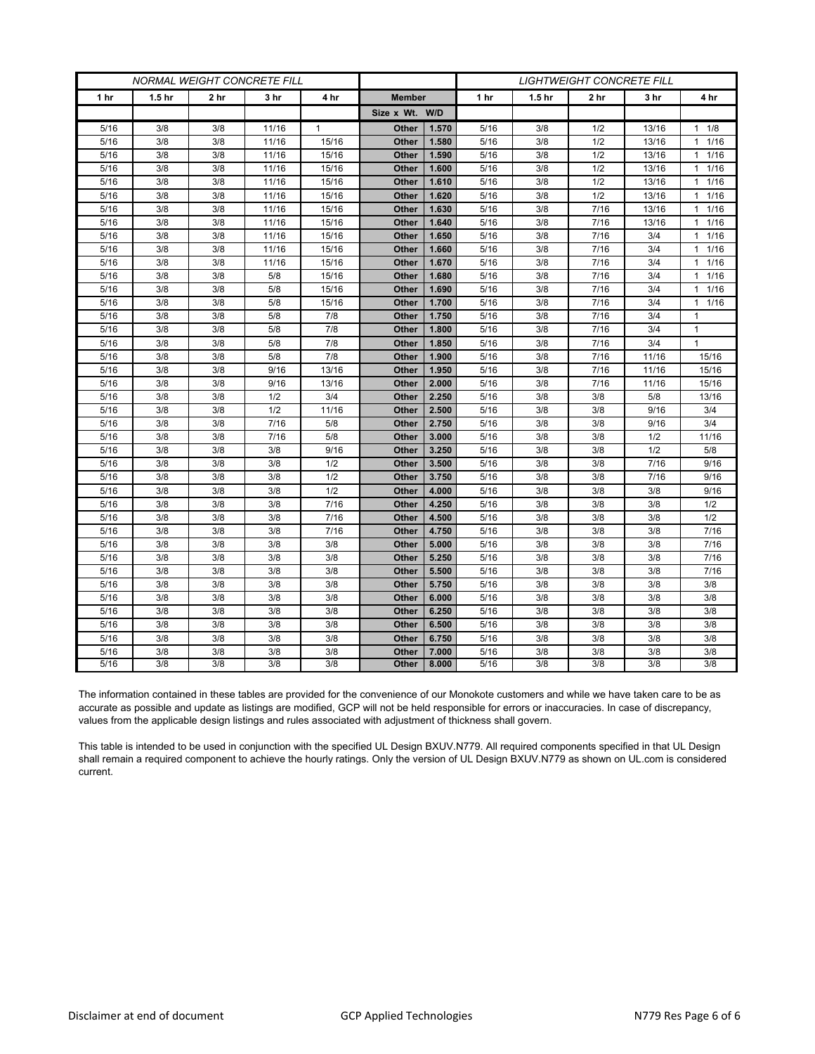| NORMAL WEIGHT CONCRETE FILL | | | | | | | LIGHTWEIGHT CONCRETE FILL | | | | |
|---|---|---|---|---|---|---|---|---|---|---|---|
| 1 hr | 1.5 hr | 2 hr | 3 hr | 4 hr | Member | | 1 hr | 1.5 hr | 2 hr | 3 hr | 4 hr |
| | | | | | Size x Wt. | W/D | | | | | |
| 5/16 | 3/8 | 3/8 | 11/16 | 1 | Other | 1.570 | 5/16 | 3/8 | 1/2 | 13/16 | 1 1/8 |
| 5/16 | 3/8 | 3/8 | 11/16 | 15/16 | Other | 1.580 | 5/16 | 3/8 | 1/2 | 13/16 | 1 1/16 |
| 5/16 | 3/8 | 3/8 | 11/16 | 15/16 | Other | 1.590 | 5/16 | 3/8 | 1/2 | 13/16 | 1 1/16 |
| 5/16 | 3/8 | 3/8 | 11/16 | 15/16 | Other | 1.600 | 5/16 | 3/8 | 1/2 | 13/16 | 1 1/16 |
| 5/16 | 3/8 | 3/8 | 11/16 | 15/16 | Other | 1.610 | 5/16 | 3/8 | 1/2 | 13/16 | 1 1/16 |
| 5/16 | 3/8 | 3/8 | 11/16 | 15/16 | Other | 1.620 | 5/16 | 3/8 | 1/2 | 13/16 | 1 1/16 |
| 5/16 | 3/8 | 3/8 | 11/16 | 15/16 | Other | 1.630 | 5/16 | 3/8 | 7/16 | 13/16 | 1 1/16 |
| 5/16 | 3/8 | 3/8 | 11/16 | 15/16 | Other | 1.640 | 5/16 | 3/8 | 7/16 | 13/16 | 1 1/16 |
| 5/16 | 3/8 | 3/8 | 11/16 | 15/16 | Other | 1.650 | 5/16 | 3/8 | 7/16 | 3/4 | 1 1/16 |
| 5/16 | 3/8 | 3/8 | 11/16 | 15/16 | Other | 1.660 | 5/16 | 3/8 | 7/16 | 3/4 | 1 1/16 |
| 5/16 | 3/8 | 3/8 | 11/16 | 15/16 | Other | 1.670 | 5/16 | 3/8 | 7/16 | 3/4 | 1 1/16 |
| 5/16 | 3/8 | 3/8 | 5/8 | 15/16 | Other | 1.680 | 5/16 | 3/8 | 7/16 | 3/4 | 1 1/16 |
| 5/16 | 3/8 | 3/8 | 5/8 | 15/16 | Other | 1.690 | 5/16 | 3/8 | 7/16 | 3/4 | 1 1/16 |
| 5/16 | 3/8 | 3/8 | 5/8 | 15/16 | Other | 1.700 | 5/16 | 3/8 | 7/16 | 3/4 | 1 1/16 |
| 5/16 | 3/8 | 3/8 | 5/8 | 7/8 | Other | 1.750 | 5/16 | 3/8 | 7/16 | 3/4 | 1 |
| 5/16 | 3/8 | 3/8 | 5/8 | 7/8 | Other | 1.800 | 5/16 | 3/8 | 7/16 | 3/4 | 1 |
| 5/16 | 3/8 | 3/8 | 5/8 | 7/8 | Other | 1.850 | 5/16 | 3/8 | 7/16 | 3/4 | 1 |
| 5/16 | 3/8 | 3/8 | 5/8 | 7/8 | Other | 1.900 | 5/16 | 3/8 | 7/16 | 11/16 | 15/16 |
| 5/16 | 3/8 | 3/8 | 9/16 | 13/16 | Other | 1.950 | 5/16 | 3/8 | 7/16 | 11/16 | 15/16 |
| 5/16 | 3/8 | 3/8 | 9/16 | 13/16 | Other | 2.000 | 5/16 | 3/8 | 7/16 | 11/16 | 15/16 |
| 5/16 | 3/8 | 3/8 | 1/2 | 3/4 | Other | 2.250 | 5/16 | 3/8 | 3/8 | 5/8 | 13/16 |
| 5/16 | 3/8 | 3/8 | 1/2 | 11/16 | Other | 2.500 | 5/16 | 3/8 | 3/8 | 9/16 | 3/4 |
| 5/16 | 3/8 | 3/8 | 7/16 | 5/8 | Other | 2.750 | 5/16 | 3/8 | 3/8 | 9/16 | 3/4 |
| 5/16 | 3/8 | 3/8 | 7/16 | 5/8 | Other | 3.000 | 5/16 | 3/8 | 3/8 | 1/2 | 11/16 |
| 5/16 | 3/8 | 3/8 | 3/8 | 9/16 | Other | 3.250 | 5/16 | 3/8 | 3/8 | 1/2 | 5/8 |
| 5/16 | 3/8 | 3/8 | 3/8 | 1/2 | Other | 3.500 | 5/16 | 3/8 | 3/8 | 7/16 | 9/16 |
| 5/16 | 3/8 | 3/8 | 3/8 | 1/2 | Other | 3.750 | 5/16 | 3/8 | 3/8 | 7/16 | 9/16 |
| 5/16 | 3/8 | 3/8 | 3/8 | 1/2 | Other | 4.000 | 5/16 | 3/8 | 3/8 | 3/8 | 9/16 |
| 5/16 | 3/8 | 3/8 | 3/8 | 7/16 | Other | 4.250 | 5/16 | 3/8 | 3/8 | 3/8 | 1/2 |
| 5/16 | 3/8 | 3/8 | 3/8 | 7/16 | Other | 4.500 | 5/16 | 3/8 | 3/8 | 3/8 | 1/2 |
| 5/16 | 3/8 | 3/8 | 3/8 | 7/16 | Other | 4.750 | 5/16 | 3/8 | 3/8 | 3/8 | 7/16 |
| 5/16 | 3/8 | 3/8 | 3/8 | 3/8 | Other | 5.000 | 5/16 | 3/8 | 3/8 | 3/8 | 7/16 |
| 5/16 | 3/8 | 3/8 | 3/8 | 3/8 | Other | 5.250 | 5/16 | 3/8 | 3/8 | 3/8 | 7/16 |
| 5/16 | 3/8 | 3/8 | 3/8 | 3/8 | Other | 5.500 | 5/16 | 3/8 | 3/8 | 3/8 | 7/16 |
| 5/16 | 3/8 | 3/8 | 3/8 | 3/8 | Other | 5.750 | 5/16 | 3/8 | 3/8 | 3/8 | 3/8 |
| 5/16 | 3/8 | 3/8 | 3/8 | 3/8 | Other | 6.000 | 5/16 | 3/8 | 3/8 | 3/8 | 3/8 |
| 5/16 | 3/8 | 3/8 | 3/8 | 3/8 | Other | 6.250 | 5/16 | 3/8 | 3/8 | 3/8 | 3/8 |
| 5/16 | 3/8 | 3/8 | 3/8 | 3/8 | Other | 6.500 | 5/16 | 3/8 | 3/8 | 3/8 | 3/8 |
| 5/16 | 3/8 | 3/8 | 3/8 | 3/8 | Other | 6.750 | 5/16 | 3/8 | 3/8 | 3/8 | 3/8 |
| 5/16 | 3/8 | 3/8 | 3/8 | 3/8 | Other | 7.000 | 5/16 | 3/8 | 3/8 | 3/8 | 3/8 |
| 5/16 | 3/8 | 3/8 | 3/8 | 3/8 | Other | 8.000 | 5/16 | 3/8 | 3/8 | 3/8 | 3/8 |

The information contained in these tables are provided for the convenience of our Monokote customers and while we have taken care to be as accurate as possible and update as listings are modified, GCP will not be held responsible for errors or inaccuracies. In case of discrepancy, values from the applicable design listings and rules associated with adjustment of thickness shall govern.

This table is intended to be used in conjunction with the specified UL Design BXUV.N779. All required components specified in that UL Design shall remain a required component to achieve the hourly ratings. Only the version of UL Design BXUV.N779 as shown on UL.com is considered current.